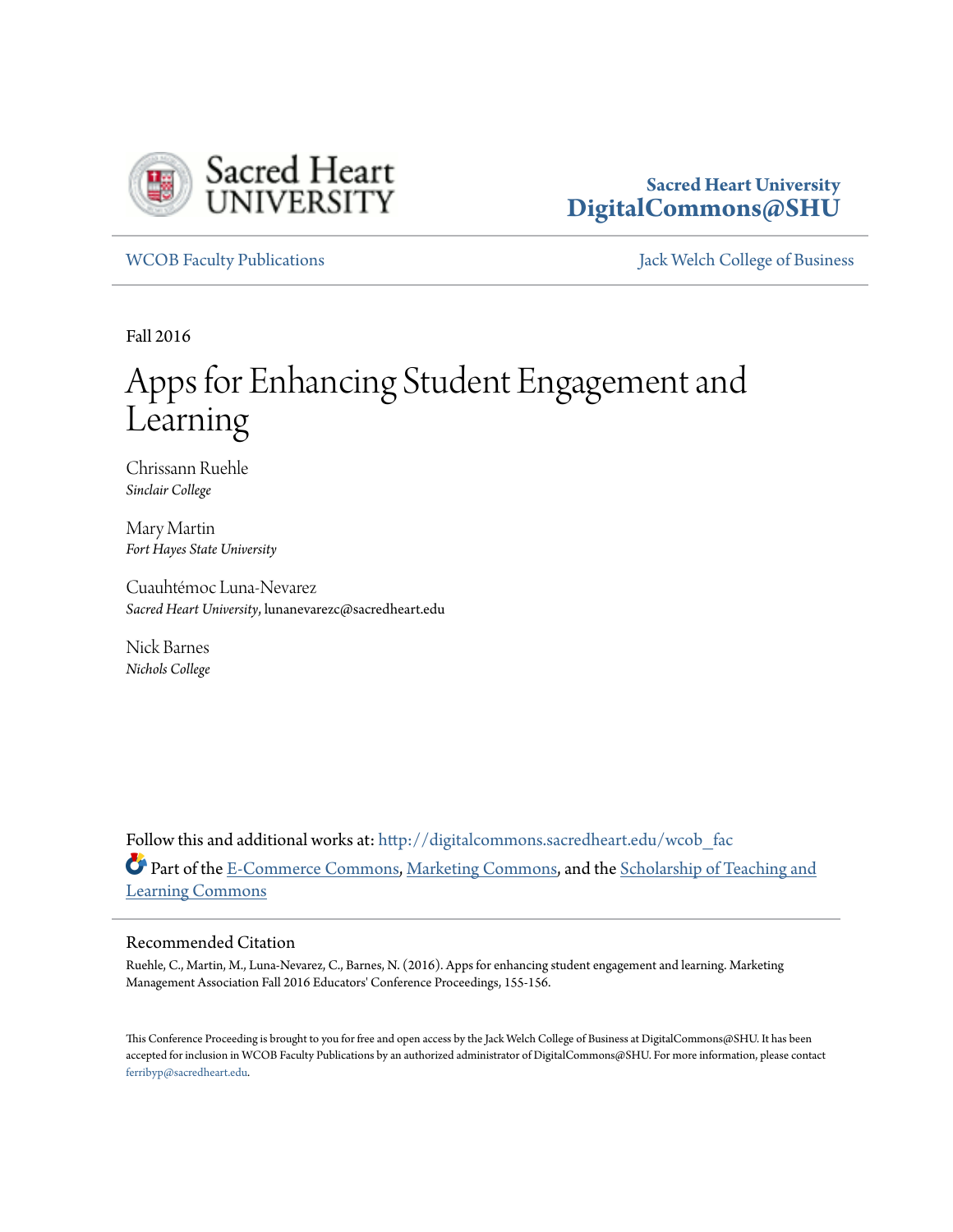Sacred Heart University
**DigitalCommons@SHU**

WCOB Faculty Publications | Jack Welch College of Business

Fall 2016

# Apps for Enhancing Student Engagement and Learning

Chrissann Ruehle
*Sinclair College*

Mary Martin
*Fort Hayes State University*

Cuauhtémoc Luna-Nevarez
*Sacred Heart University*, lunanevarezc@sacredheart.edu

Nick Barnes
*Nichols College*

Follow this and additional works at: http://digitalcommons.sacredheart.edu/wcob_fac

Part of the E-Commerce Commons, Marketing Commons, and the Scholarship of Teaching and Learning Commons

## Recommended Citation

Ruehle, C., Martin, M., Luna-Nevarez, C., Barnes, N. (2016). Apps for enhancing student engagement and learning. Marketing Management Association Fall 2016 Educators' Conference Proceedings, 155-156.

This Conference Proceeding is brought to you for free and open access by the Jack Welch College of Business at DigitalCommons@SHU. It has been accepted for inclusion in WCOB Faculty Publications by an authorized administrator of DigitalCommons@SHU. For more information, please contact ferribyp@sacredheart.edu.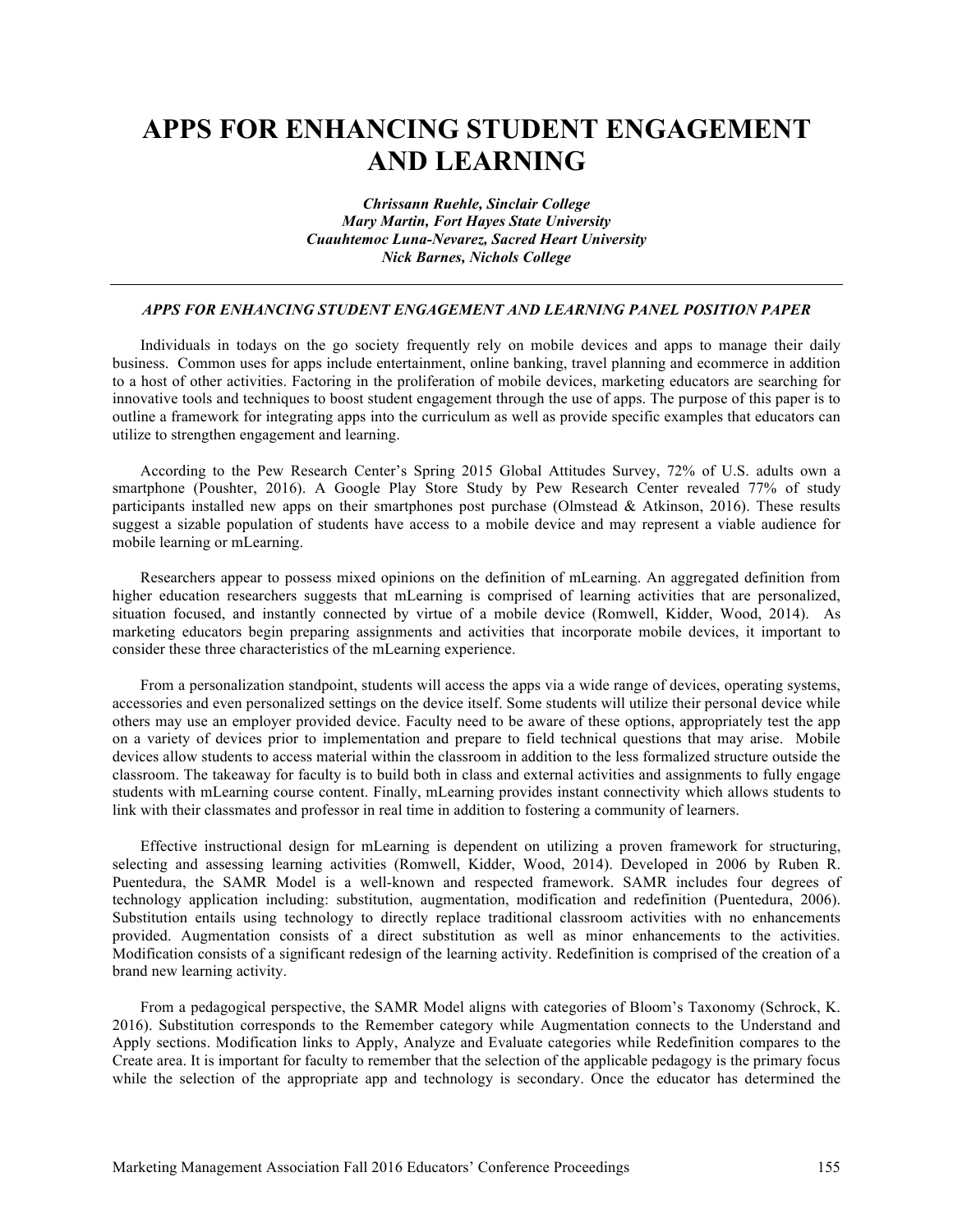# APPS FOR ENHANCING STUDENT ENGAGEMENT AND LEARNING

***Chrissann Ruehle, Sinclair College***
***Mary Martin, Fort Hayes State University***
***Cuauhtemoc Luna-Nevarez, Sacred Heart University***
***Nick Barnes, Nichols College***

---

### *APPS FOR ENHANCING STUDENT ENGAGEMENT AND LEARNING PANEL POSITION PAPER*

Individuals in todays on the go society frequently rely on mobile devices and apps to manage their daily business. Common uses for apps include entertainment, online banking, travel planning and ecommerce in addition to a host of other activities. Factoring in the proliferation of mobile devices, marketing educators are searching for innovative tools and techniques to boost student engagement through the use of apps. The purpose of this paper is to outline a framework for integrating apps into the curriculum as well as provide specific examples that educators can utilize to strengthen engagement and learning.

According to the Pew Research Center's Spring 2015 Global Attitudes Survey, 72% of U.S. adults own a smartphone (Poushter, 2016). A Google Play Store Study by Pew Research Center revealed 77% of study participants installed new apps on their smartphones post purchase (Olmstead & Atkinson, 2016). These results suggest a sizable population of students have access to a mobile device and may represent a viable audience for mobile learning or mLearning.

Researchers appear to possess mixed opinions on the definition of mLearning. An aggregated definition from higher education researchers suggests that mLearning is comprised of learning activities that are personalized, situation focused, and instantly connected by virtue of a mobile device (Romwell, Kidder, Wood, 2014). As marketing educators begin preparing assignments and activities that incorporate mobile devices, it important to consider these three characteristics of the mLearning experience.

From a personalization standpoint, students will access the apps via a wide range of devices, operating systems, accessories and even personalized settings on the device itself. Some students will utilize their personal device while others may use an employer provided device. Faculty need to be aware of these options, appropriately test the app on a variety of devices prior to implementation and prepare to field technical questions that may arise. Mobile devices allow students to access material within the classroom in addition to the less formalized structure outside the classroom. The takeaway for faculty is to build both in class and external activities and assignments to fully engage students with mLearning course content. Finally, mLearning provides instant connectivity which allows students to link with their classmates and professor in real time in addition to fostering a community of learners.

Effective instructional design for mLearning is dependent on utilizing a proven framework for structuring, selecting and assessing learning activities (Romwell, Kidder, Wood, 2014). Developed in 2006 by Ruben R. Puentedura, the SAMR Model is a well-known and respected framework. SAMR includes four degrees of technology application including: substitution, augmentation, modification and redefinition (Puentedura, 2006). Substitution entails using technology to directly replace traditional classroom activities with no enhancements provided. Augmentation consists of a direct substitution as well as minor enhancements to the activities. Modification consists of a significant redesign of the learning activity. Redefinition is comprised of the creation of a brand new learning activity.

From a pedagogical perspective, the SAMR Model aligns with categories of Bloom's Taxonomy (Schrock, K. 2016). Substitution corresponds to the Remember category while Augmentation connects to the Understand and Apply sections. Modification links to Apply, Analyze and Evaluate categories while Redefinition compares to the Create area. It is important for faculty to remember that the selection of the applicable pedagogy is the primary focus while the selection of the appropriate app and technology is secondary. Once the educator has determined the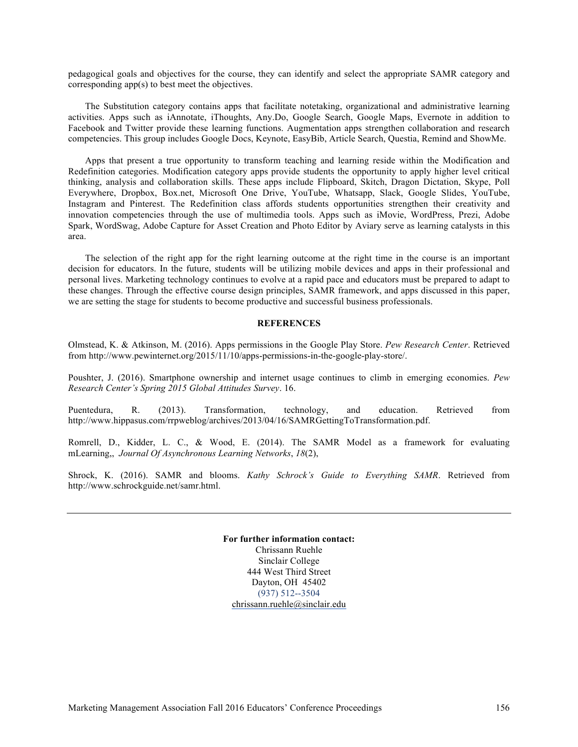pedagogical goals and objectives for the course, they can identify and select the appropriate SAMR category and corresponding app(s) to best meet the objectives.

The Substitution category contains apps that facilitate notetaking, organizational and administrative learning activities. Apps such as iAnnotate, iThoughts, Any.Do, Google Search, Google Maps, Evernote in addition to Facebook and Twitter provide these learning functions. Augmentation apps strengthen collaboration and research competencies. This group includes Google Docs, Keynote, EasyBib, Article Search, Questia, Remind and ShowMe.

Apps that present a true opportunity to transform teaching and learning reside within the Modification and Redefinition categories. Modification category apps provide students the opportunity to apply higher level critical thinking, analysis and collaboration skills. These apps include Flipboard, Skitch, Dragon Dictation, Skype, Poll Everywhere, Dropbox, Box.net, Microsoft One Drive, YouTube, Whatsapp, Slack, Google Slides, YouTube, Instagram and Pinterest. The Redefinition class affords students opportunities strengthen their creativity and innovation competencies through the use of multimedia tools. Apps such as iMovie, WordPress, Prezi, Adobe Spark, WordSwag, Adobe Capture for Asset Creation and Photo Editor by Aviary serve as learning catalysts in this area.

The selection of the right app for the right learning outcome at the right time in the course is an important decision for educators. In the future, students will be utilizing mobile devices and apps in their professional and personal lives. Marketing technology continues to evolve at a rapid pace and educators must be prepared to adapt to these changes. Through the effective course design principles, SAMR framework, and apps discussed in this paper, we are setting the stage for students to become productive and successful business professionals.

## REFERENCES

Olmstead, K. & Atkinson, M. (2016). Apps permissions in the Google Play Store. *Pew Research Center*. Retrieved from http://www.pewinternet.org/2015/11/10/apps-permissions-in-the-google-play-store/.

Poushter, J. (2016). Smartphone ownership and internet usage continues to climb in emerging economies. *Pew Research Center's Spring 2015 Global Attitudes Survey*. 16.

Puentedura, R. (2013). Transformation, technology, and education. Retrieved from http://www.hippasus.com/rrpweblog/archives/2013/04/16/SAMRGettingToTransformation.pdf.

Romrell, D., Kidder, L. C., & Wood, E. (2014). The SAMR Model as a framework for evaluating mLearning,, *Journal Of Asynchronous Learning Networks*, *18*(2),

Shrock, K. (2016). SAMR and blooms. *Kathy Schrock's Guide to Everything SAMR*. Retrieved from http://www.schrockguide.net/samr.html.

---

**For further information contact:**
Chrissann Ruehle
Sinclair College
444 West Third Street
Dayton, OH 45402
(937) 512--3504
chrissann.ruehle@sinclair.edu